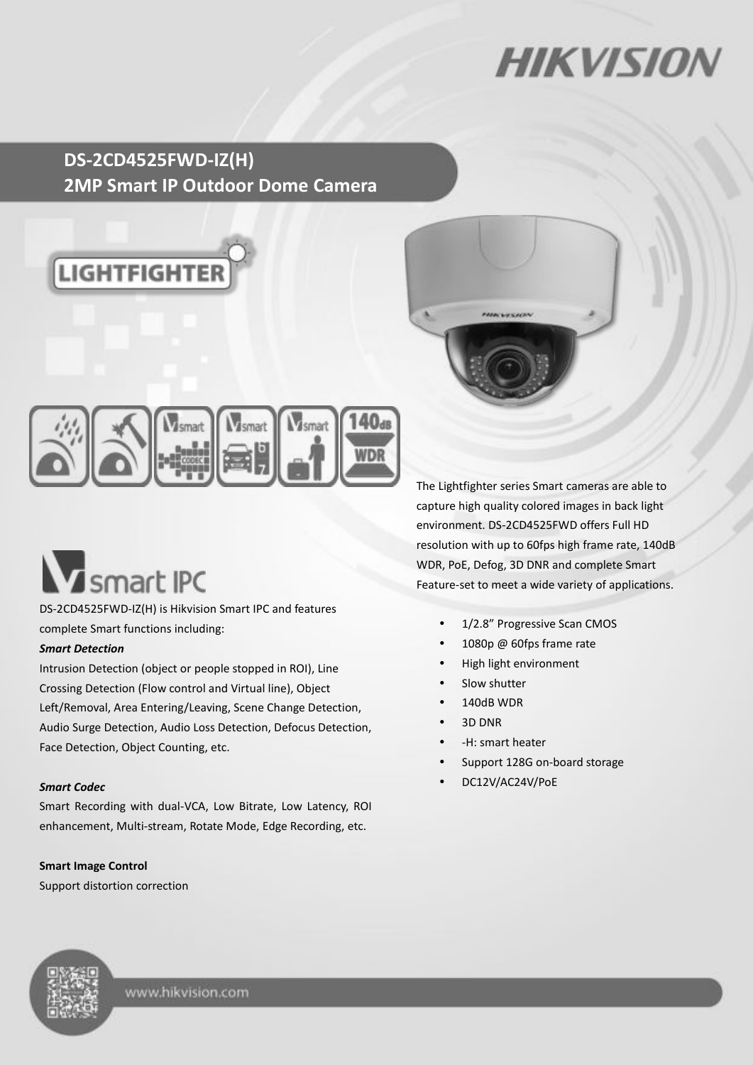# DS-2CD4525FWD-IZ(H)
## 2MP Smart IP Outdoor Dome Camera

LIGHTFIGHTER

The Lightfighter series Smart cameras are able to capture high quality colored images in back light environment. DS-2CD4525FWD offers Full HD resolution with up to 60fps high frame rate, 140dB WDR, PoE, Defog, 3D DNR and complete Smart Feature-set to meet a wide variety of applications.

- 1/2.8” Progressive Scan CMOS
- 1080p @ 60fps frame rate
- High light environment
- Slow shutter
- 140dB WDR
- 3D DNR
- -H: smart heater
- Support 128G on-board storage
- DC12V/AC24V/PoE

## smart IPC

DS-2CD4525FWD-IZ(H) is Hikvision Smart IPC and features complete Smart functions including:

***Smart Detection***

Intrusion Detection (object or people stopped in ROI), Line Crossing Detection (Flow control and Virtual line), Object Left/Removal, Area Entering/Leaving, Scene Change Detection, Audio Surge Detection, Audio Loss Detection, Defocus Detection, Face Detection, Object Counting, etc.

***Smart Codec***

Smart Recording with dual-VCA, Low Bitrate, Low Latency, ROI enhancement, Multi-stream, Rotate Mode, Edge Recording, etc.

**Smart Image Control**

Support distortion correction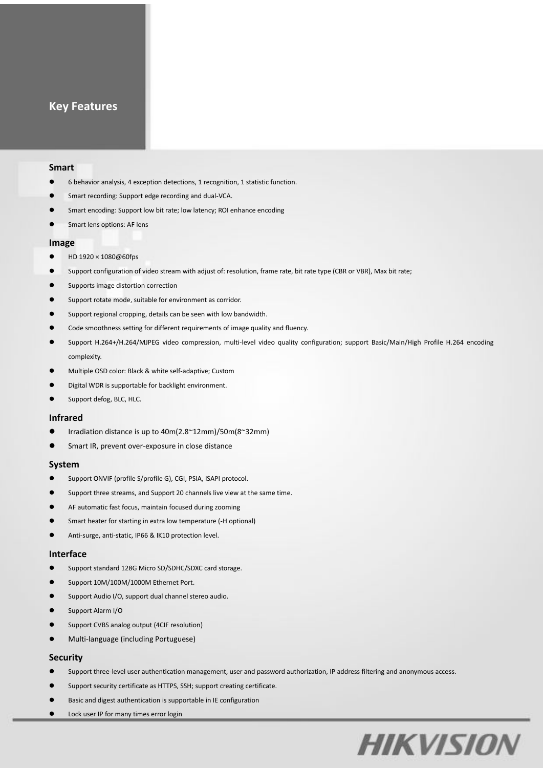# Key Features

## Smart

- 6 behavior analysis, 4 exception detections, 1 recognition, 1 statistic function.
- Smart recording: Support edge recording and dual-VCA.
- Smart encoding: Support low bit rate; low latency; ROI enhance encoding
- Smart lens options: AF lens

## Image

- HD 1920 × 1080@60fps
- Support configuration of video stream with adjust of: resolution, frame rate, bit rate type (CBR or VBR), Max bit rate;
- Supports image distortion correction
- Support rotate mode, suitable for environment as corridor.
- Support regional cropping, details can be seen with low bandwidth.
- Code smoothness setting for different requirements of image quality and fluency.
- Support H.264+/H.264/MJPEG video compression, multi-level video quality configuration; support Basic/Main/High Profile H.264 encoding complexity.
- Multiple OSD color: Black & white self-adaptive; Custom
- Digital WDR is supportable for backlight environment.
- Support defog, BLC, HLC.

## Infrared

- Irradiation distance is up to 40m(2.8~12mm)/50m(8~32mm)
- Smart IR, prevent over-exposure in close distance

## System

- Support ONVIF (profile S/profile G), CGI, PSIA, ISAPI protocol.
- Support three streams, and Support 20 channels live view at the same time.
- AF automatic fast focus, maintain focused during zooming
- Smart heater for starting in extra low temperature (-H optional)
- Anti-surge, anti-static, IP66 & IK10 protection level.

## Interface

- Support standard 128G Micro SD/SDHC/SDXC card storage.
- Support 10M/100M/1000M Ethernet Port.
- Support Audio I/O, support dual channel stereo audio.
- Support Alarm I/O
- Support CVBS analog output (4CIF resolution)
- Multi-language (including Portuguese)

## Security

- Support three-level user authentication management, user and password authorization, IP address filtering and anonymous access.
- Support security certificate as HTTPS, SSH; support creating certificate.
- Basic and digest authentication is supportable in IE configuration
- Lock user IP for many times error login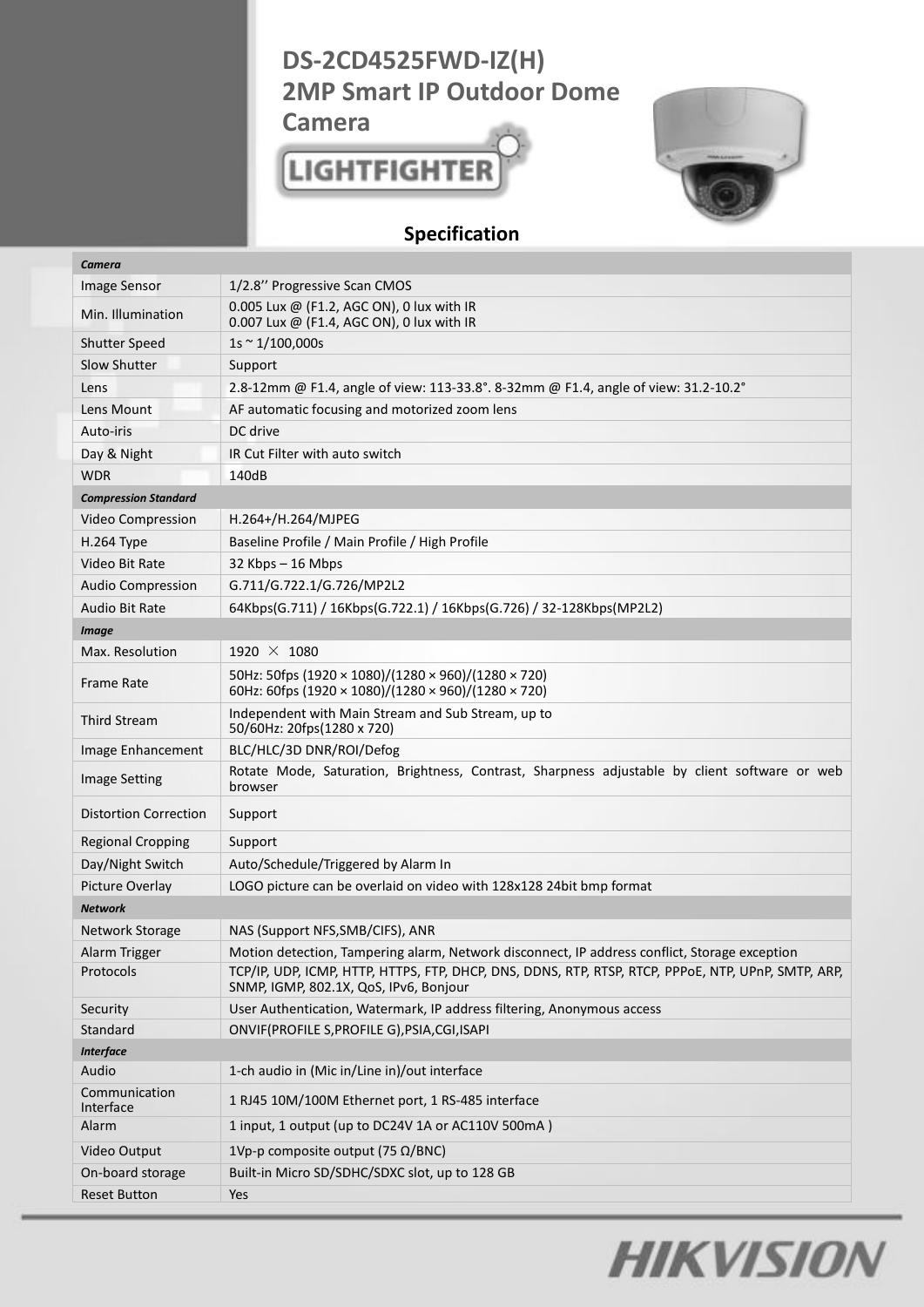# DS-2CD4525FWD-IZ(H)
# 2MP Smart IP Outdoor Dome Camera

LIGHTFIGHTER

## Specification

| *Camera* | |
|---|---|
| Image Sensor | 1/2.8'' Progressive Scan CMOS |
| Min. Illumination | 0.005 Lux @ (F1.2, AGC ON), 0 lux with IR<br>0.007 Lux @ (F1.4, AGC ON), 0 lux with IR |
| Shutter Speed | 1s ~ 1/100,000s |
| Slow Shutter | Support |
| Lens | 2.8-12mm @ F1.4, angle of view: 113-33.8°. 8-32mm @ F1.4, angle of view: 31.2-10.2° |
| Lens Mount | AF automatic focusing and motorized zoom lens |
| Auto-iris | DC drive |
| Day & Night | IR Cut Filter with auto switch |
| WDR | 140dB |
| ***Compression Standard*** | |
| Video Compression | H.264+/H.264/MJPEG |
| H.264 Type | Baseline Profile / Main Profile / High Profile |
| Video Bit Rate | 32 Kbps – 16 Mbps |
| Audio Compression | G.711/G.722.1/G.726/MP2L2 |
| Audio Bit Rate | 64Kbps(G.711) / 16Kbps(G.722.1) / 16Kbps(G.726) / 32-128Kbps(MP2L2) |
| ***Image*** | |
| Max. Resolution | 1920 × 1080 |
| Frame Rate | 50Hz: 50fps (1920 × 1080)/(1280 × 960)/(1280 × 720)<br>60Hz: 60fps (1920 × 1080)/(1280 × 960)/(1280 × 720) |
| Third Stream | Independent with Main Stream and Sub Stream, up to<br>50/60Hz: 20fps(1280 x 720) |
| Image Enhancement | BLC/HLC/3D DNR/ROI/Defog |
| Image Setting | Rotate Mode, Saturation, Brightness, Contrast, Sharpness adjustable by client software or web browser |
| Distortion Correction | Support |
| Regional Cropping | Support |
| Day/Night Switch | Auto/Schedule/Triggered by Alarm In |
| Picture Overlay | LOGO picture can be overlaid on video with 128x128 24bit bmp format |
| ***Network*** | |
| Network Storage | NAS (Support NFS,SMB/CIFS), ANR |
| Alarm Trigger | Motion detection, Tampering alarm, Network disconnect, IP address conflict, Storage exception |
| Protocols | TCP/IP, UDP, ICMP, HTTP, HTTPS, FTP, DHCP, DNS, DDNS, RTP, RTSP, RTCP, PPPoE, NTP, UPnP, SMTP, ARP, SNMP, IGMP, 802.1X, QoS, IPv6, Bonjour |
| Security | User Authentication, Watermark, IP address filtering, Anonymous access |
| Standard | ONVIF(PROFILE S,PROFILE G),PSIA,CGI,ISAPI |
| ***Interface*** | |
| Audio | 1-ch audio in (Mic in/Line in)/out interface |
| Communication Interface | 1 RJ45 10M/100M Ethernet port, 1 RS-485 interface |
| Alarm | 1 input, 1 output (up to DC24V 1A or AC110V 500mA ) |
| Video Output | 1Vp-p composite output (75 Ω/BNC) |
| On-board storage | Built-in Micro SD/SDHC/SDXC slot, up to 128 GB |
| Reset Button | Yes |

HIKVISION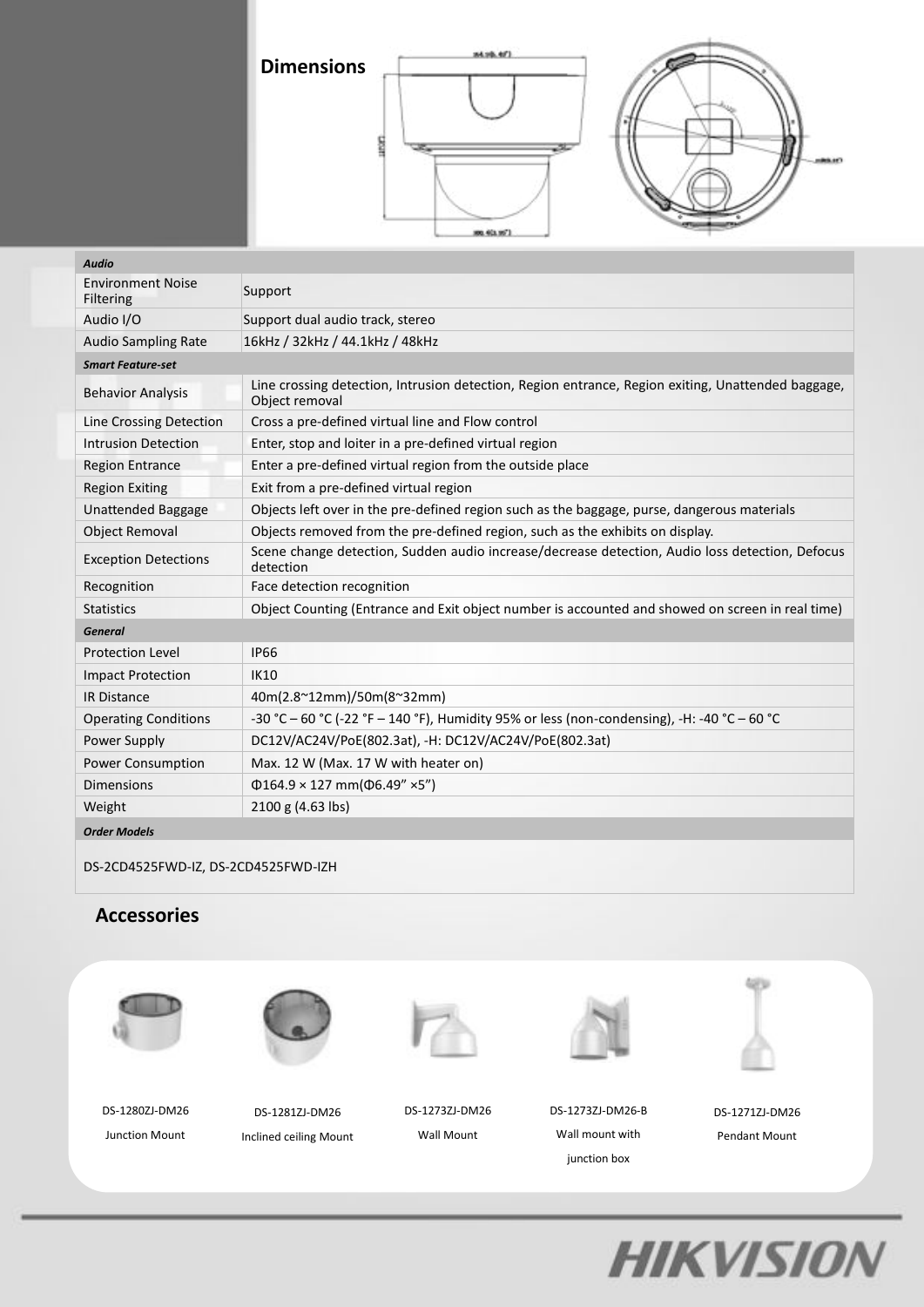## Dimensions

| | |
|---|---|
| ***Audio*** | |
| Environment Noise Filtering | Support |
| Audio I/O | Support dual audio track, stereo |
| Audio Sampling Rate | 16kHz / 32kHz / 44.1kHz / 48kHz |
| ***Smart Feature-set*** | |
| Behavior Analysis | Line crossing detection, Intrusion detection, Region entrance, Region exiting, Unattended baggage, Object removal |
| Line Crossing Detection | Cross a pre-defined virtual line and Flow control |
| Intrusion Detection | Enter, stop and loiter in a pre-defined virtual region |
| Region Entrance | Enter a pre-defined virtual region from the outside place |
| Region Exiting | Exit from a pre-defined virtual region |
| Unattended Baggage | Objects left over in the pre-defined region such as the baggage, purse, dangerous materials |
| Object Removal | Objects removed from the pre-defined region, such as the exhibits on display. |
| Exception Detections | Scene change detection, Sudden audio increase/decrease detection, Audio loss detection, Defocus detection |
| Recognition | Face detection recognition |
| Statistics | Object Counting (Entrance and Exit object number is accounted and showed on screen in real time) |
| ***General*** | |
| Protection Level | IP66 |
| Impact Protection | IK10 |
| IR Distance | 40m(2.8~12mm)/50m(8~32mm) |
| Operating Conditions | -30 °C – 60 °C (-22 °F – 140 °F), Humidity 95% or less (non-condensing), -H: -40 °C – 60 °C |
| Power Supply | DC12V/AC24V/PoE(802.3at), -H: DC12V/AC24V/PoE(802.3at) |
| Power Consumption | Max. 12 W (Max. 17 W with heater on) |
| Dimensions | Φ164.9 × 127 mm(Φ6.49” ×5”) |
| Weight | 2100 g (4.63 lbs) |
| ***Order Models*** | |
| DS-2CD4525FWD-IZ, DS-2CD4525FWD-IZH | |

## Accessories

DS-1280ZJ-DM26
Junction Mount

DS-1281ZJ-DM26
Inclined ceiling Mount

DS-1273ZJ-DM26
Wall Mount

DS-1273ZJ-DM26-B
Wall mount with junction box

DS-1271ZJ-DM26
Pendant Mount